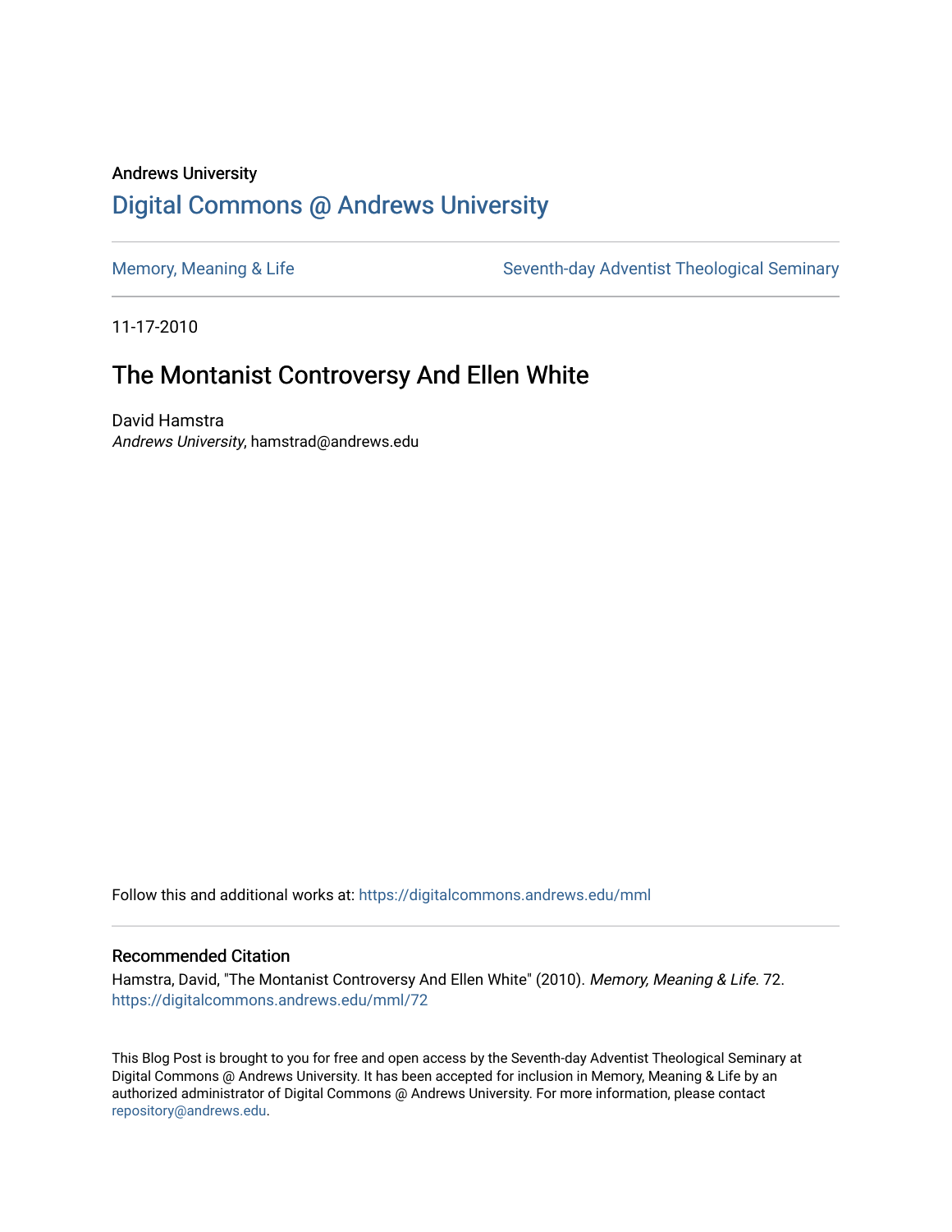Andrews University

# Digital Commons @ Andrews University

Memory, Meaning & Life

Seventh-day Adventist Theological Seminary

11-17-2010

## The Montanist Controversy And Ellen White

David Hamstra
*Andrews University*, hamstrad@andrews.edu

Follow this and additional works at: https://digitalcommons.andrews.edu/mml

### Recommended Citation

Hamstra, David, "The Montanist Controversy And Ellen White" (2010). *Memory, Meaning & Life*. 72.
https://digitalcommons.andrews.edu/mml/72

This Blog Post is brought to you for free and open access by the Seventh-day Adventist Theological Seminary at Digital Commons @ Andrews University. It has been accepted for inclusion in Memory, Meaning & Life by an authorized administrator of Digital Commons @ Andrews University. For more information, please contact repository@andrews.edu.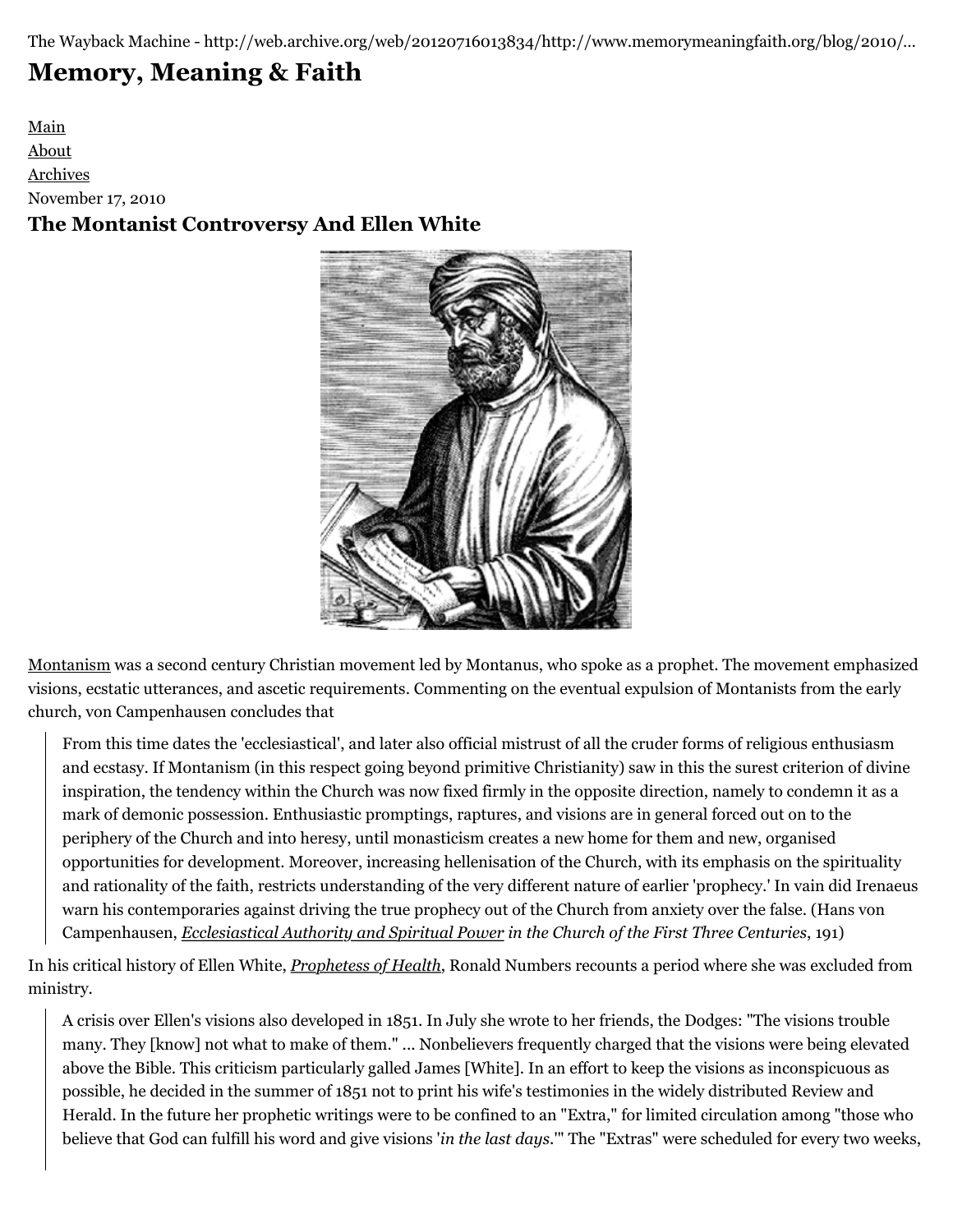The Wayback Machine - http://web.archive.org/web/20120716013834/http://www.memorymeaningfaith.org/blog/2010/...

# Memory, Meaning & Faith

Main
About
Archives

November 17, 2010

## The Montanist Controversy And Ellen White

Montanism was a second century Christian movement led by Montanus, who spoke as a prophet. The movement emphasized visions, ecstatic utterances, and ascetic requirements. Commenting on the eventual expulsion of Montanists from the early church, von Campenhausen concludes that

> From this time dates the 'ecclesiastical', and later also official mistrust of all the cruder forms of religious enthusiasm and ecstasy. If Montanism (in this respect going beyond primitive Christianity) saw in this the surest criterion of divine inspiration, the tendency within the Church was now fixed firmly in the opposite direction, namely to condemn it as a mark of demonic possession. Enthusiastic promptings, raptures, and visions are in general forced out on to the periphery of the Church and into heresy, until monasticism creates a new home for them and new, organised opportunities for development. Moreover, increasing hellenisation of the Church, with its emphasis on the spirituality and rationality of the faith, restricts understanding of the very different nature of earlier 'prophecy.' In vain did Irenaeus warn his contemporaries against driving the true prophecy out of the Church from anxiety over the false. (Hans von Campenhausen, *Ecclesiastical Authority and Spiritual Power in the Church of the First Three Centuries*, 191)

In his critical history of Ellen White, *Prophetess of Health*, Ronald Numbers recounts a period where she was excluded from ministry.

> A crisis over Ellen's visions also developed in 1851. In July she wrote to her friends, the Dodges: "The visions trouble many. They [know] not what to make of them." ... Nonbelievers frequently charged that the visions were being elevated above the Bible. This criticism particularly galled James [White]. In an effort to keep the visions as inconspicuous as possible, he decided in the summer of 1851 not to print his wife's testimonies in the widely distributed Review and Herald. In the future her prophetic writings were to be confined to an "Extra," for limited circulation among "those who believe that God can fulfill his word and give visions '*in the last days*.'" The "Extras" were scheduled for every two weeks,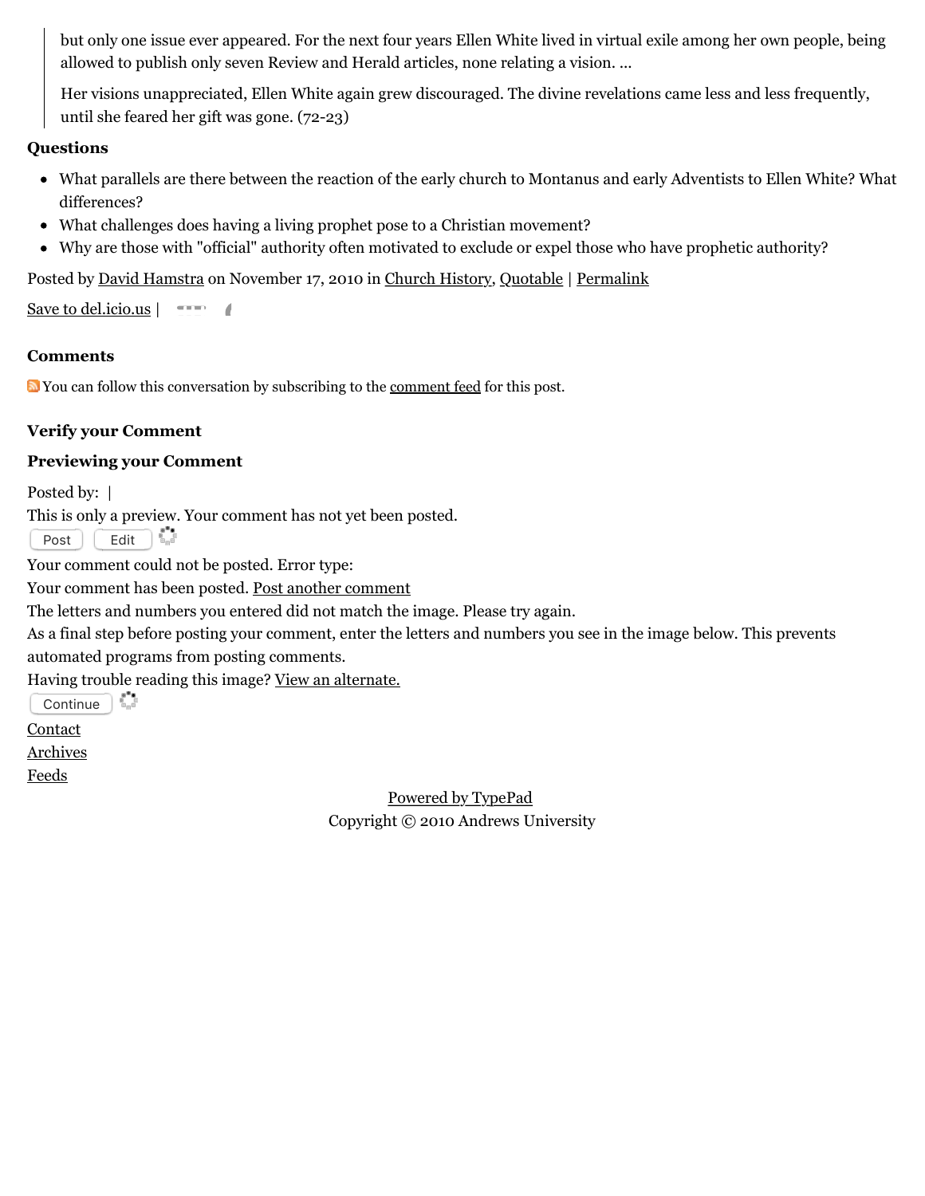> but only one issue ever appeared. For the next four years Ellen White lived in virtual exile among her own people, being allowed to publish only seven Review and Herald articles, none relating a vision. ...
>
> Her visions unappreciated, Ellen White again grew discouraged. The divine revelations came less and less frequently, until she feared her gift was gone. (72-23)

**Questions**

- What parallels are there between the reaction of the early church to Montanus and early Adventists to Ellen White? What differences?
- What challenges does having a living prophet pose to a Christian movement?
- Why are those with "official" authority often motivated to exclude or expel those who have prophetic authority?

Posted by David Hamstra on November 17, 2010 in Church History, Quotable | Permalink

Save to del.icio.us |

**Comments**

You can follow this conversation by subscribing to the comment feed for this post.

**Verify your Comment**

**Previewing your Comment**

Posted by: |

This is only a preview. Your comment has not yet been posted.

Post Edit

Your comment could not be posted. Error type:

Your comment has been posted. Post another comment

The letters and numbers you entered did not match the image. Please try again.

As a final step before posting your comment, enter the letters and numbers you see in the image below. This prevents automated programs from posting comments.

Having trouble reading this image? View an alternate.

Continue

Contact

Archives

Feeds

Powered by TypePad

Copyright © 2010 Andrews University